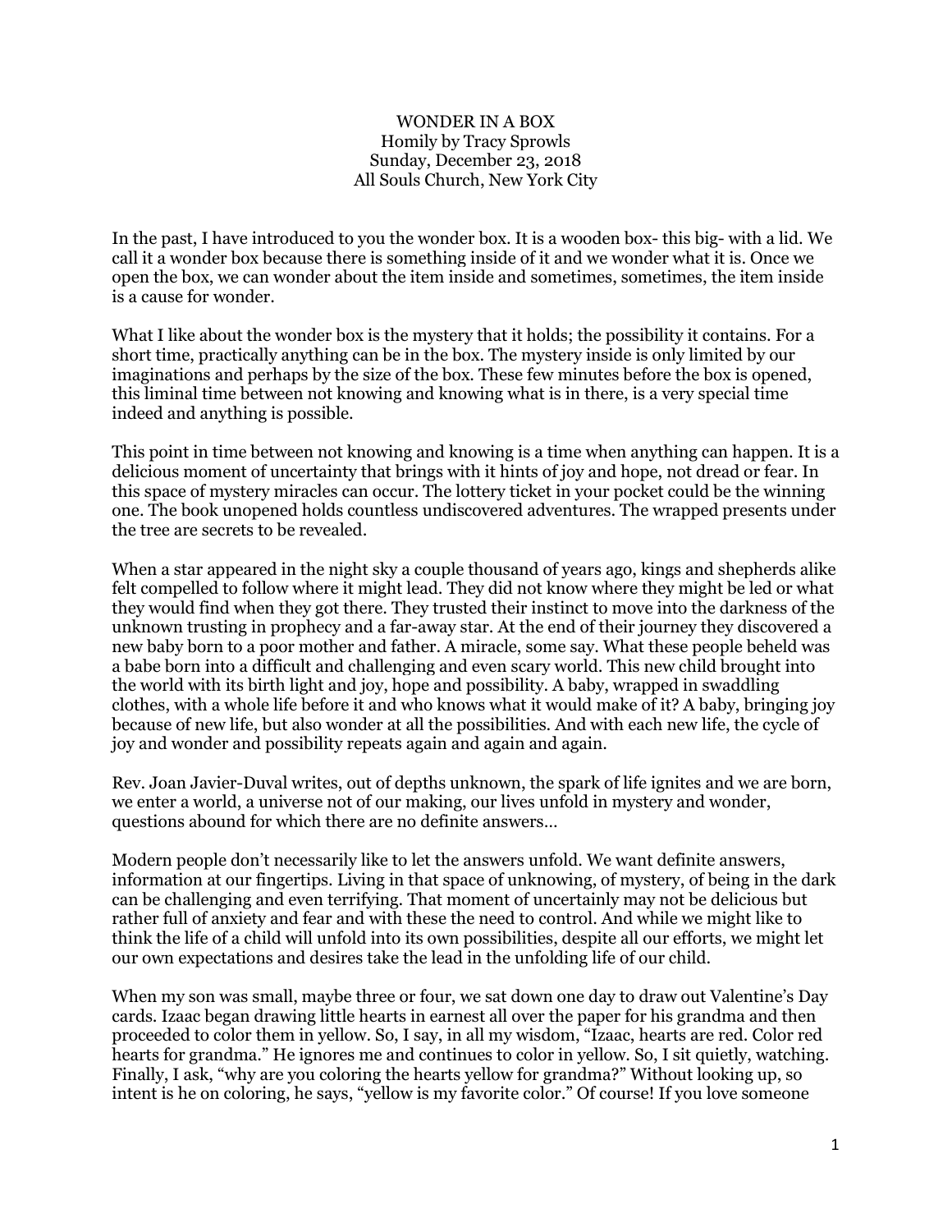# WONDER IN A BOX

Homily by Tracy Sprowls
Sunday, December 23, 2018
All Souls Church, New York City

In the past, I have introduced to you the wonder box. It is a wooden box- this big- with a lid. We call it a wonder box because there is something inside of it and we wonder what it is. Once we open the box, we can wonder about the item inside and sometimes, sometimes, the item inside is a cause for wonder.

What I like about the wonder box is the mystery that it holds; the possibility it contains. For a short time, practically anything can be in the box. The mystery inside is only limited by our imaginations and perhaps by the size of the box. These few minutes before the box is opened, this liminal time between not knowing and knowing what is in there, is a very special time indeed and anything is possible.

This point in time between not knowing and knowing is a time when anything can happen. It is a delicious moment of uncertainty that brings with it hints of joy and hope, not dread or fear. In this space of mystery miracles can occur. The lottery ticket in your pocket could be the winning one. The book unopened holds countless undiscovered adventures. The wrapped presents under the tree are secrets to be revealed.

When a star appeared in the night sky a couple thousand of years ago, kings and shepherds alike felt compelled to follow where it might lead. They did not know where they might be led or what they would find when they got there. They trusted their instinct to move into the darkness of the unknown trusting in prophecy and a far-away star. At the end of their journey they discovered a new baby born to a poor mother and father. A miracle, some say. What these people beheld was a babe born into a difficult and challenging and even scary world. This new child brought into the world with its birth light and joy, hope and possibility. A baby, wrapped in swaddling clothes, with a whole life before it and who knows what it would make of it? A baby, bringing joy because of new life, but also wonder at all the possibilities. And with each new life, the cycle of joy and wonder and possibility repeats again and again and again.

Rev. Joan Javier-Duval writes, out of depths unknown, the spark of life ignites and we are born, we enter a world, a universe not of our making, our lives unfold in mystery and wonder, questions abound for which there are no definite answers…

Modern people don't necessarily like to let the answers unfold. We want definite answers, information at our fingertips. Living in that space of unknowing, of mystery, of being in the dark can be challenging and even terrifying. That moment of uncertainly may not be delicious but rather full of anxiety and fear and with these the need to control. And while we might like to think the life of a child will unfold into its own possibilities, despite all our efforts, we might let our own expectations and desires take the lead in the unfolding life of our child.

When my son was small, maybe three or four, we sat down one day to draw out Valentine's Day cards. Izaac began drawing little hearts in earnest all over the paper for his grandma and then proceeded to color them in yellow. So, I say, in all my wisdom, "Izaac, hearts are red. Color red hearts for grandma." He ignores me and continues to color in yellow. So, I sit quietly, watching. Finally, I ask, "why are you coloring the hearts yellow for grandma?" Without looking up, so intent is he on coloring, he says, "yellow is my favorite color." Of course! If you love someone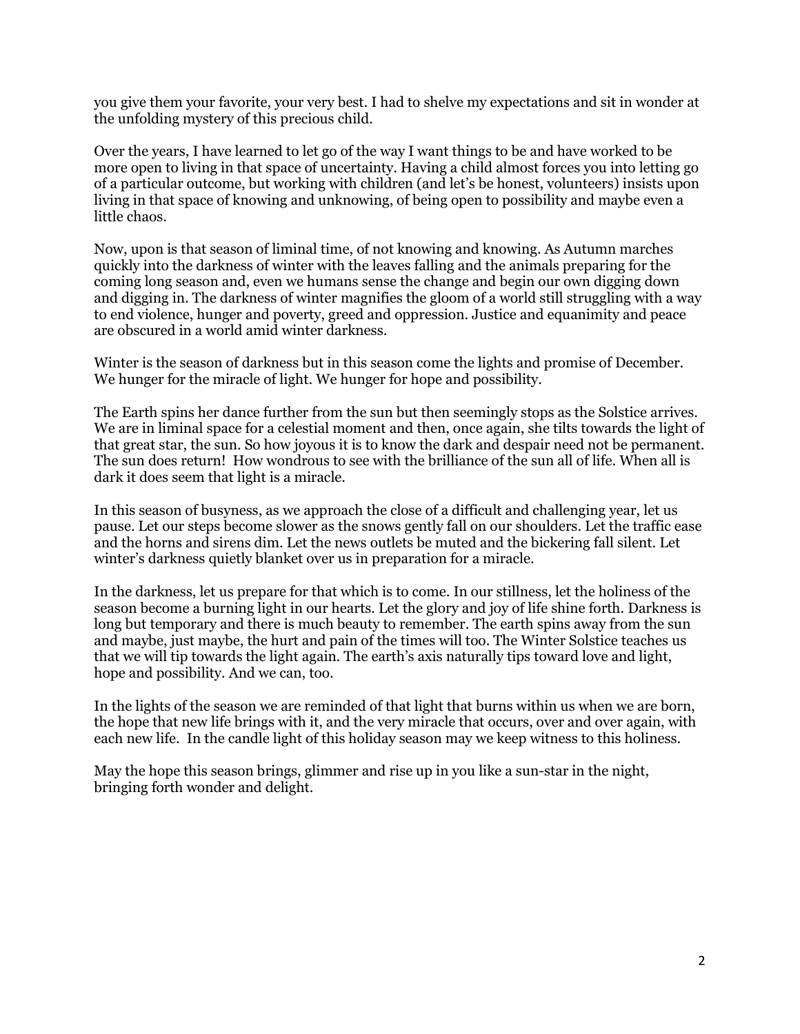you give them your favorite, your very best. I had to shelve my expectations and sit in wonder at the unfolding mystery of this precious child.

Over the years, I have learned to let go of the way I want things to be and have worked to be more open to living in that space of uncertainty. Having a child almost forces you into letting go of a particular outcome, but working with children (and let's be honest, volunteers) insists upon living in that space of knowing and unknowing, of being open to possibility and maybe even a little chaos.

Now, upon is that season of liminal time, of not knowing and knowing. As Autumn marches quickly into the darkness of winter with the leaves falling and the animals preparing for the coming long season and, even we humans sense the change and begin our own digging down and digging in. The darkness of winter magnifies the gloom of a world still struggling with a way to end violence, hunger and poverty, greed and oppression. Justice and equanimity and peace are obscured in a world amid winter darkness.

Winter is the season of darkness but in this season come the lights and promise of December. We hunger for the miracle of light. We hunger for hope and possibility.

The Earth spins her dance further from the sun but then seemingly stops as the Solstice arrives. We are in liminal space for a celestial moment and then, once again, she tilts towards the light of that great star, the sun. So how joyous it is to know the dark and despair need not be permanent. The sun does return! How wondrous to see with the brilliance of the sun all of life. When all is dark it does seem that light is a miracle.

In this season of busyness, as we approach the close of a difficult and challenging year, let us pause. Let our steps become slower as the snows gently fall on our shoulders. Let the traffic ease and the horns and sirens dim. Let the news outlets be muted and the bickering fall silent. Let winter's darkness quietly blanket over us in preparation for a miracle.

In the darkness, let us prepare for that which is to come. In our stillness, let the holiness of the season become a burning light in our hearts. Let the glory and joy of life shine forth. Darkness is long but temporary and there is much beauty to remember. The earth spins away from the sun and maybe, just maybe, the hurt and pain of the times will too. The Winter Solstice teaches us that we will tip towards the light again. The earth's axis naturally tips toward love and light, hope and possibility. And we can, too.

In the lights of the season we are reminded of that light that burns within us when we are born, the hope that new life brings with it, and the very miracle that occurs, over and over again, with each new life. In the candle light of this holiday season may we keep witness to this holiness.

May the hope this season brings, glimmer and rise up in you like a sun-star in the night, bringing forth wonder and delight.